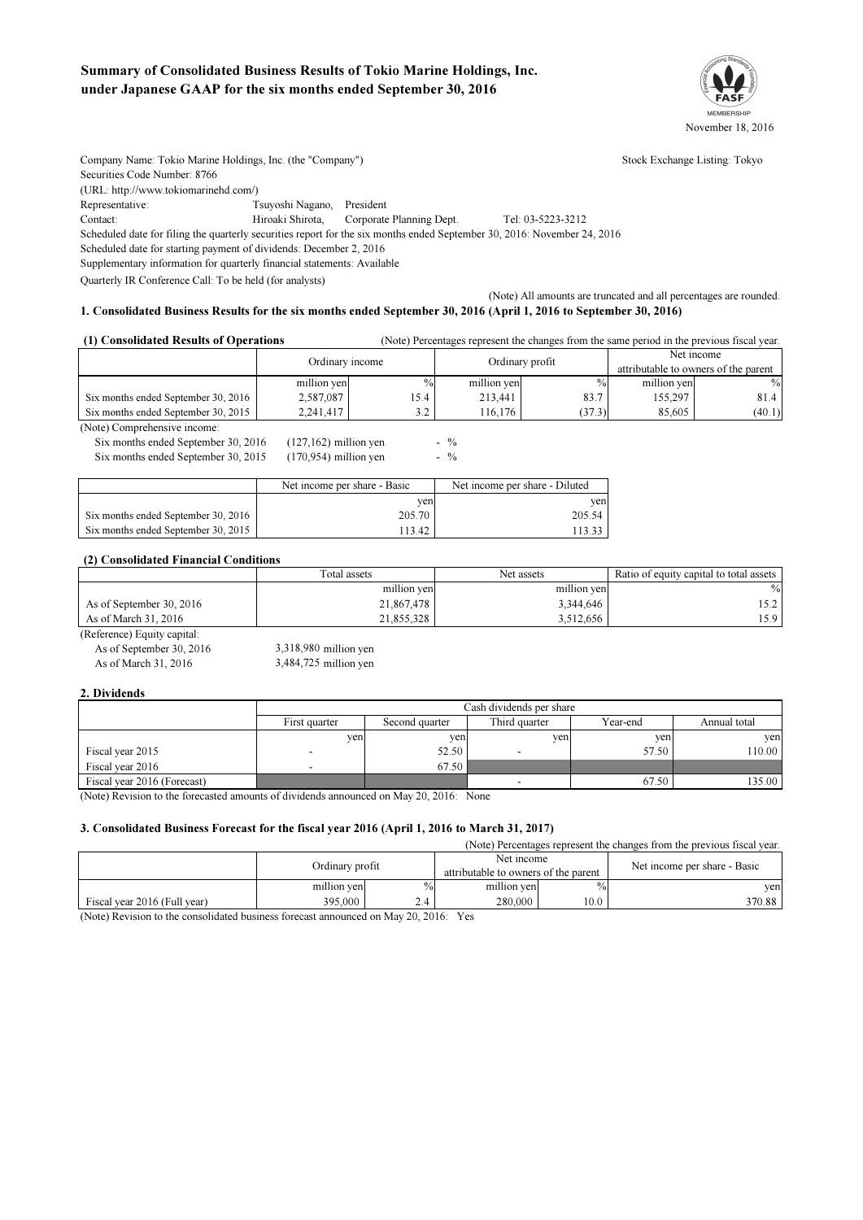# Summary of Consolidated Business Results of Tokio Marine Holdings, Inc. under Japanese GAAP for the six months ended September 30, 2016

November 18, 2016

Company Name: Tokio Marine Holdings, Inc. (the "Company")　　Stock Exchange Listing: Tokyo

Securities Code Number: 8766

(URL: http://www.tokiomarinehd.com/)

Representative: Tsuyoshi Nagano, President

Contact: Hiroaki Shirota, Corporate Planning Dept. Tel: 03-5223-3212

Scheduled date for filing the quarterly securities report for the six months ended September 30, 2016: November 24, 2016

Scheduled date for starting payment of dividends: December 2, 2016

Supplementary information for quarterly financial statements: Available

Quarterly IR Conference Call: To be held (for analysts)

(Note) All amounts are truncated and all percentages are rounded.

## 1. Consolidated Business Results for the six months ended September 30, 2016 (April 1, 2016 to September 30, 2016)

### (1) Consolidated Results of Operations

(Note) Percentages represent the changes from the same period in the previous fiscal year.

| | Ordinary income | | Ordinary profit | | Net income attributable to owners of the parent | |
|---|---|---|---|---|---|---|
| | million yen | % | million yen | % | million yen | % |
| Six months ended September 30, 2016 | 2,587,087 | 15.4 | 213,441 | 83.7 | 155,297 | 81.4 |
| Six months ended September 30, 2015 | 2,241,417 | 3.2 | 116,176 | (37.3) | 85,605 | (40.1) |

(Note) Comprehensive income:

Six months ended September 30, 2016　(127,162) million yen　- %

Six months ended September 30, 2015　(170,954) million yen　- %

| | Net income per share - Basic | Net income per share - Diluted |
|---|---|---|
| | yen | yen |
| Six months ended September 30, 2016 | 205.70 | 205.54 |
| Six months ended September 30, 2015 | 113.42 | 113.33 |

### (2) Consolidated Financial Conditions

| | Total assets | Net assets | Ratio of equity capital to total assets |
|---|---|---|---|
| | million yen | million yen | % |
| As of September 30, 2016 | 21,867,478 | 3,344,646 | 15.2 |
| As of March 31, 2016 | 21,855,328 | 3,512,656 | 15.9 |

(Reference) Equity capital:

As of September 30, 2016　3,318,980 million yen

As of March 31, 2016　3,484,725 million yen

## 2. Dividends

| | Cash dividends per share | | | | |
|---|---|---|---|---|---|
| | First quarter | Second quarter | Third quarter | Year-end | Annual total |
| | yen | yen | yen | yen | yen |
| Fiscal year 2015 | - | 52.50 | - | 57.50 | 110.00 |
| Fiscal year 2016 | - | 67.50 | | | |
| Fiscal year 2016 (Forecast) | | | - | 67.50 | 135.00 |

(Note) Revision to the forecasted amounts of dividends announced on May 20, 2016: None

## 3. Consolidated Business Forecast for the fiscal year 2016 (April 1, 2016 to March 31, 2017)

(Note) Percentages represent the changes from the previous fiscal year.

| | Ordinary profit | | Net income attributable to owners of the parent | | Net income per share - Basic |
|---|---|---|---|---|---|
| | million yen | % | million yen | % | yen |
| Fiscal year 2016 (Full year) | 395,000 | 2.4 | 280,000 | 10.0 | 370.88 |

(Note) Revision to the consolidated business forecast announced on May 20, 2016: Yes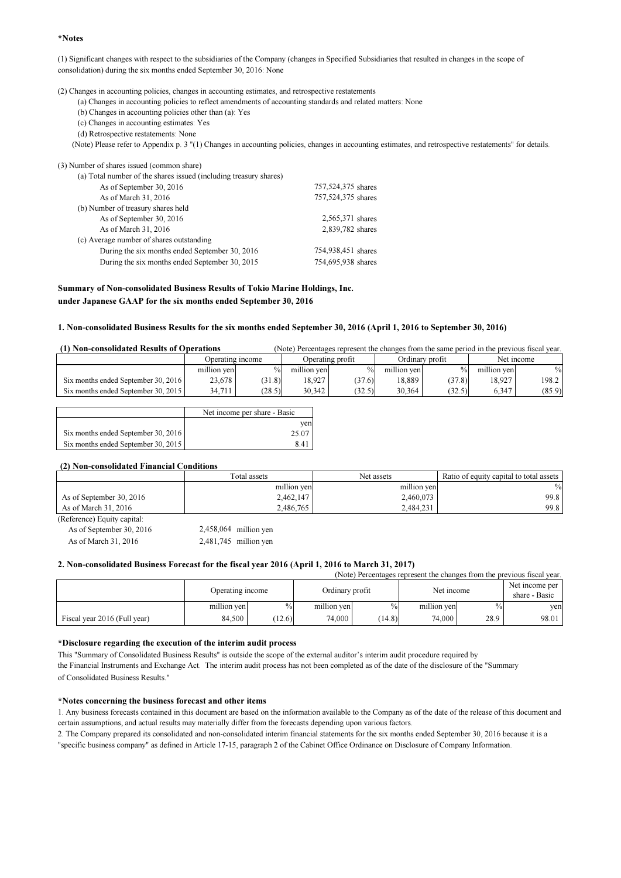**\*Notes**

(1) Significant changes with respect to the subsidiaries of the Company (changes in Specified Subsidiaries that resulted in changes in the scope of consolidation) during the six months ended September 30, 2016: None

(2) Changes in accounting policies, changes in accounting estimates, and retrospective restatements

(a) Changes in accounting policies to reflect amendments of accounting standards and related matters: None

(b) Changes in accounting policies other than (a): Yes

(c) Changes in accounting estimates: Yes

(d) Retrospective restatements: None

(Note) Please refer to Appendix p. 3 "(1) Changes in accounting policies, changes in accounting estimates, and retrospective restatements" for details.

(3) Number of shares issued (common share)

| | |
|---|---|
| (a) Total number of the shares issued (including treasury shares) | |
| As of September 30, 2016 | 757,524,375 shares |
| As of March 31, 2016 | 757,524,375 shares |
| (b) Number of treasury shares held | |
| As of September 30, 2016 | 2,565,371 shares |
| As of March 31, 2016 | 2,839,782 shares |
| (c) Average number of shares outstanding | |
| During the six months ended September 30, 2016 | 754,938,451 shares |
| During the six months ended September 30, 2015 | 754,695,938 shares |

## Summary of Non-consolidated Business Results of Tokio Marine Holdings, Inc. under Japanese GAAP for the six months ended September 30, 2016

### 1. Non-consolidated Business Results for the six months ended September 30, 2016 (April 1, 2016 to September 30, 2016)

**(1) Non-consolidated Results of Operations** (Note) Percentages represent the changes from the same period in the previous fiscal year.

| | Operating income | | Operating profit | | Ordinary profit | | Net income | |
|---|---|---|---|---|---|---|---|---|
| | million yen | % | million yen | % | million yen | % | million yen | % |
| Six months ended September 30, 2016 | 23,678 | (31.8) | 18,927 | (37.6) | 18,889 | (37.8) | 18,927 | 198.2 |
| Six months ended September 30, 2015 | 34,711 | (28.5) | 30,342 | (32.5) | 30,364 | (32.5) | 6,347 | (85.9) |

| | Net income per share - Basic |
|---|---|
| | yen |
| Six months ended September 30, 2016 | 25.07 |
| Six months ended September 30, 2015 | 8.41 |

**(2) Non-consolidated Financial Conditions**

| | Total assets | Net assets | Ratio of equity capital to total assets |
|---|---|---|---|
| | million yen | million yen | % |
| As of September 30, 2016 | 2,462,147 | 2,460,073 | 99.8 |
| As of March 31, 2016 | 2,486,765 | 2,484,231 | 99.8 |

(Reference) Equity capital:

As of September 30, 2016 2,458,064 million yen

As of March 31, 2016 2,481,745 million yen

### 2. Non-consolidated Business Forecast for the fiscal year 2016 (April 1, 2016 to March 31, 2017)

(Note) Percentages represent the changes from the previous fiscal year.

| | Operating income | | Ordinary profit | | Net income | | Net income per share - Basic |
|---|---|---|---|---|---|---|---|
| | million yen | % | million yen | % | million yen | % | yen |
| Fiscal year 2016 (Full year) | 84,500 | (12.6) | 74,000 | (14.8) | 74,000 | 28.9 | 98.01 |

**\*Disclosure regarding the execution of the interim audit process**

This "Summary of Consolidated Business Results" is outside the scope of the external auditor's interim audit procedure required by the Financial Instruments and Exchange Act. The interim audit process has not been completed as of the date of the disclosure of the "Summary of Consolidated Business Results."

**\*Notes concerning the business forecast and other items**

1. Any business forecasts contained in this document are based on the information available to the Company as of the date of the release of this document and certain assumptions, and actual results may materially differ from the forecasts depending upon various factors.

2. The Company prepared its consolidated and non-consolidated interim financial statements for the six months ended September 30, 2016 because it is a "specific business company" as defined in Article 17-15, paragraph 2 of the Cabinet Office Ordinance on Disclosure of Company Information.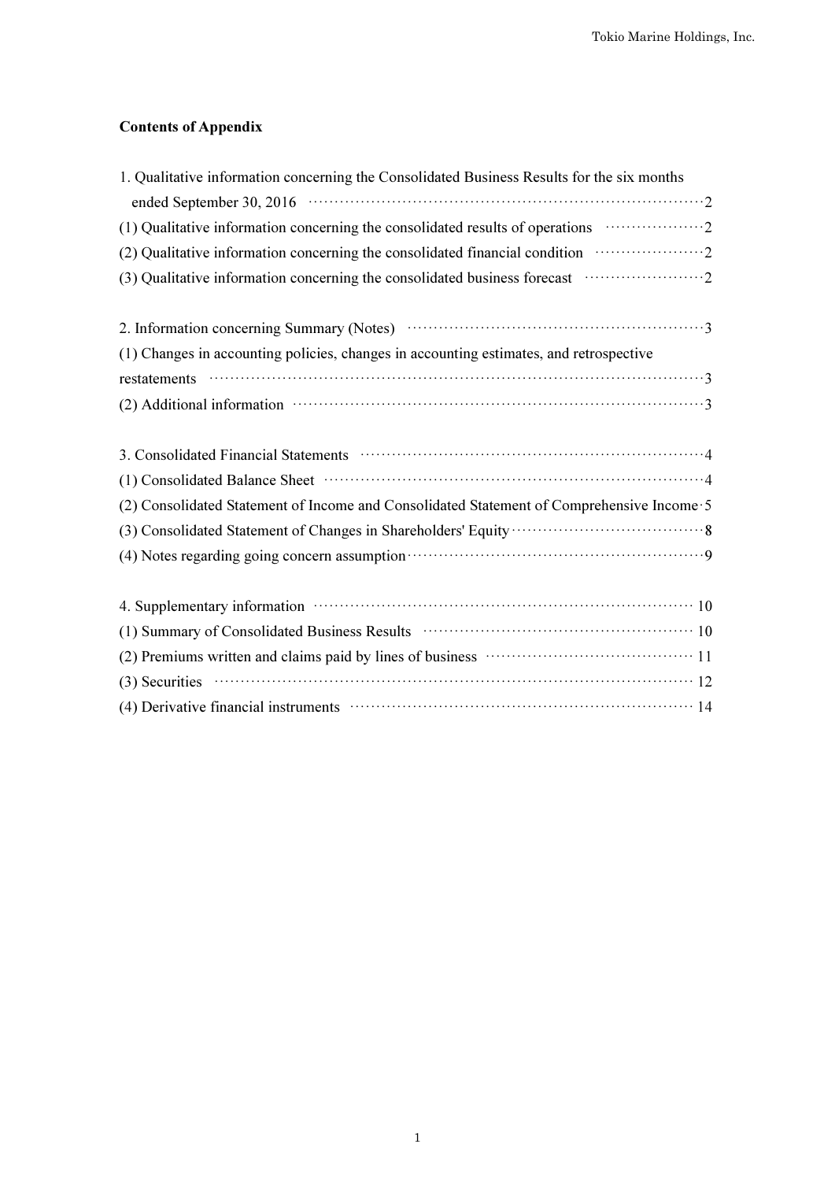**Contents of Appendix**

1. Qualitative information concerning the Consolidated Business Results for the six months ended September 30, 2016 ··· 2
(1) Qualitative information concerning the consolidated results of operations ··· 2
(2) Qualitative information concerning the consolidated financial condition ··· 2
(3) Qualitative information concerning the consolidated business forecast ··· 2

2. Information concerning Summary (Notes) ··· 3
(1) Changes in accounting policies, changes in accounting estimates, and retrospective restatements ··· 3
(2) Additional information ··· 3

3. Consolidated Financial Statements ··· 4
(1) Consolidated Balance Sheet ··· 4
(2) Consolidated Statement of Income and Consolidated Statement of Comprehensive Income ··· 5
(3) Consolidated Statement of Changes in Shareholders' Equity ··· 8
(4) Notes regarding going concern assumption ··· 9

4. Supplementary information ··· 10
(1) Summary of Consolidated Business Results ··· 10
(2) Premiums written and claims paid by lines of business ··· 11
(3) Securities ··· 12
(4) Derivative financial instruments ··· 14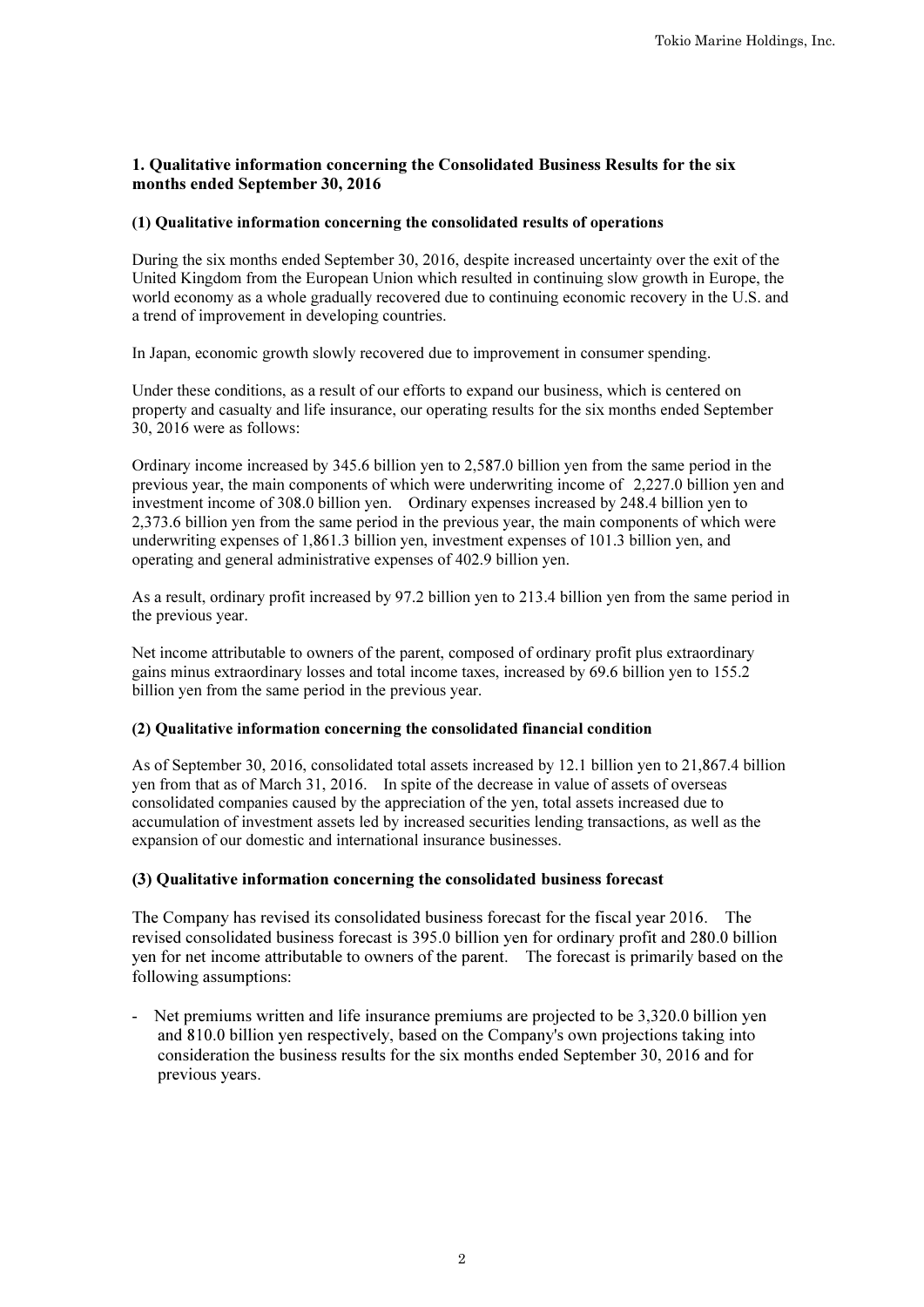## 1. Qualitative information concerning the Consolidated Business Results for the six months ended September 30, 2016

### (1) Qualitative information concerning the consolidated results of operations

During the six months ended September 30, 2016, despite increased uncertainty over the exit of the United Kingdom from the European Union which resulted in continuing slow growth in Europe, the world economy as a whole gradually recovered due to continuing economic recovery in the U.S. and a trend of improvement in developing countries.

In Japan, economic growth slowly recovered due to improvement in consumer spending.

Under these conditions, as a result of our efforts to expand our business, which is centered on property and casualty and life insurance, our operating results for the six months ended September 30, 2016 were as follows:

Ordinary income increased by 345.6 billion yen to 2,587.0 billion yen from the same period in the previous year, the main components of which were underwriting income of 2,227.0 billion yen and investment income of 308.0 billion yen. Ordinary expenses increased by 248.4 billion yen to 2,373.6 billion yen from the same period in the previous year, the main components of which were underwriting expenses of 1,861.3 billion yen, investment expenses of 101.3 billion yen, and operating and general administrative expenses of 402.9 billion yen.

As a result, ordinary profit increased by 97.2 billion yen to 213.4 billion yen from the same period in the previous year.

Net income attributable to owners of the parent, composed of ordinary profit plus extraordinary gains minus extraordinary losses and total income taxes, increased by 69.6 billion yen to 155.2 billion yen from the same period in the previous year.

### (2) Qualitative information concerning the consolidated financial condition

As of September 30, 2016, consolidated total assets increased by 12.1 billion yen to 21,867.4 billion yen from that as of March 31, 2016. In spite of the decrease in value of assets of overseas consolidated companies caused by the appreciation of the yen, total assets increased due to accumulation of investment assets led by increased securities lending transactions, as well as the expansion of our domestic and international insurance businesses.

### (3) Qualitative information concerning the consolidated business forecast

The Company has revised its consolidated business forecast for the fiscal year 2016. The revised consolidated business forecast is 395.0 billion yen for ordinary profit and 280.0 billion yen for net income attributable to owners of the parent. The forecast is primarily based on the following assumptions:

- Net premiums written and life insurance premiums are projected to be 3,320.0 billion yen and 810.0 billion yen respectively, based on the Company's own projections taking into consideration the business results for the six months ended September 30, 2016 and for previous years.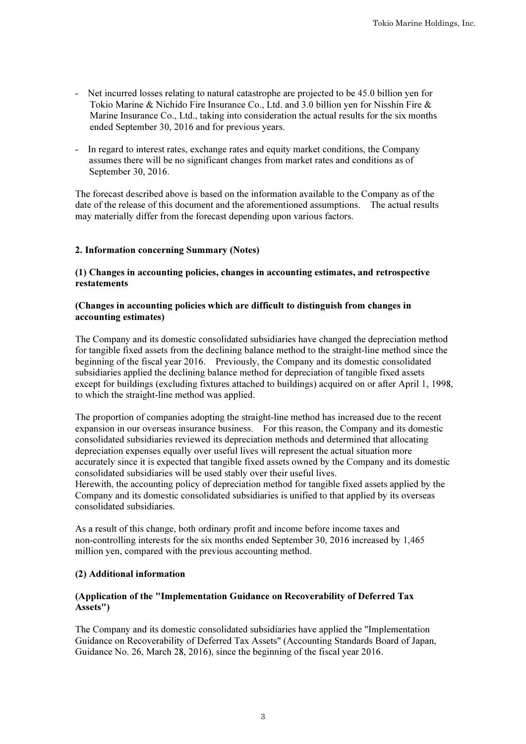- Net incurred losses relating to natural catastrophe are projected to be 45.0 billion yen for Tokio Marine & Nichido Fire Insurance Co., Ltd. and 3.0 billion yen for Nisshin Fire & Marine Insurance Co., Ltd., taking into consideration the actual results for the six months ended September 30, 2016 and for previous years.

- In regard to interest rates, exchange rates and equity market conditions, the Company assumes there will be no significant changes from market rates and conditions as of September 30, 2016.

The forecast described above is based on the information available to the Company as of the date of the release of this document and the aforementioned assumptions. The actual results may materially differ from the forecast depending upon various factors.

## 2. Information concerning Summary (Notes)

### (1) Changes in accounting policies, changes in accounting estimates, and retrospective restatements

#### (Changes in accounting policies which are difficult to distinguish from changes in accounting estimates)

The Company and its domestic consolidated subsidiaries have changed the depreciation method for tangible fixed assets from the declining balance method to the straight-line method since the beginning of the fiscal year 2016. Previously, the Company and its domestic consolidated subsidiaries applied the declining balance method for depreciation of tangible fixed assets except for buildings (excluding fixtures attached to buildings) acquired on or after April 1, 1998, to which the straight-line method was applied.

The proportion of companies adopting the straight-line method has increased due to the recent expansion in our overseas insurance business. For this reason, the Company and its domestic consolidated subsidiaries reviewed its depreciation methods and determined that allocating depreciation expenses equally over useful lives will represent the actual situation more accurately since it is expected that tangible fixed assets owned by the Company and its domestic consolidated subsidiaries will be used stably over their useful lives.
Herewith, the accounting policy of depreciation method for tangible fixed assets applied by the Company and its domestic consolidated subsidiaries is unified to that applied by its overseas consolidated subsidiaries.

As a result of this change, both ordinary profit and income before income taxes and non-controlling interests for the six months ended September 30, 2016 increased by 1,465 million yen, compared with the previous accounting method.

### (2) Additional information

#### (Application of the "Implementation Guidance on Recoverability of Deferred Tax Assets")

The Company and its domestic consolidated subsidiaries have applied the "Implementation Guidance on Recoverability of Deferred Tax Assets" (Accounting Standards Board of Japan, Guidance No. 26, March 28, 2016), since the beginning of the fiscal year 2016.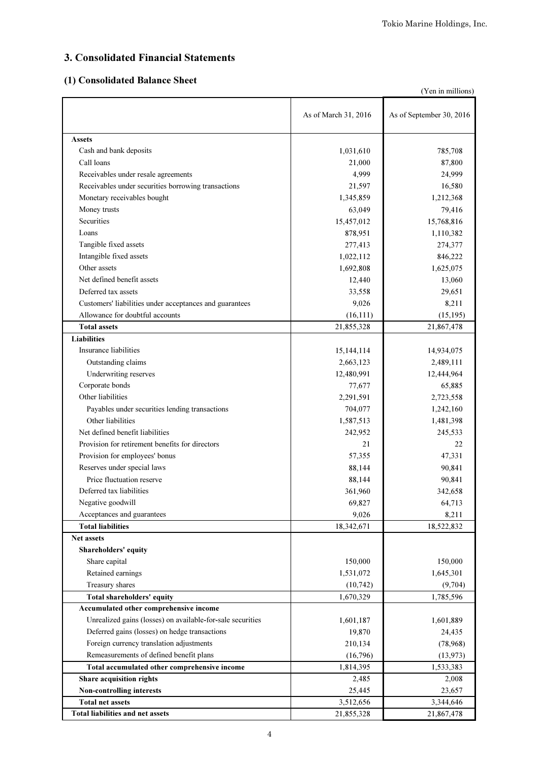## 3. Consolidated Financial Statements

### (1) Consolidated Balance Sheet

(Yen in millions)

| | As of March 31, 2016 | As of September 30, 2016 |
|---|---|---|
| **Assets** | | |
| Cash and bank deposits | 1,031,610 | 785,708 |
| Call loans | 21,000 | 87,800 |
| Receivables under resale agreements | 4,999 | 24,999 |
| Receivables under securities borrowing transactions | 21,597 | 16,580 |
| Monetary receivables bought | 1,345,859 | 1,212,368 |
| Money trusts | 63,049 | 79,416 |
| Securities | 15,457,012 | 15,768,816 |
| Loans | 878,951 | 1,110,382 |
| Tangible fixed assets | 277,413 | 274,377 |
| Intangible fixed assets | 1,022,112 | 846,222 |
| Other assets | 1,692,808 | 1,625,075 |
| Net defined benefit assets | 12,440 | 13,060 |
| Deferred tax assets | 33,558 | 29,651 |
| Customers' liabilities under acceptances and guarantees | 9,026 | 8,211 |
| Allowance for doubtful accounts | (16,111) | (15,195) |
| **Total assets** | 21,855,328 | 21,867,478 |
| **Liabilities** | | |
| Insurance liabilities | 15,144,114 | 14,934,075 |
| Outstanding claims | 2,663,123 | 2,489,111 |
| Underwriting reserves | 12,480,991 | 12,444,964 |
| Corporate bonds | 77,677 | 65,885 |
| Other liabilities | 2,291,591 | 2,723,558 |
| Payables under securities lending transactions | 704,077 | 1,242,160 |
| Other liabilities | 1,587,513 | 1,481,398 |
| Net defined benefit liabilities | 242,952 | 245,533 |
| Provision for retirement benefits for directors | 21 | 22 |
| Provision for employees' bonus | 57,355 | 47,331 |
| Reserves under special laws | 88,144 | 90,841 |
| Price fluctuation reserve | 88,144 | 90,841 |
| Deferred tax liabilities | 361,960 | 342,658 |
| Negative goodwill | 69,827 | 64,713 |
| Acceptances and guarantees | 9,026 | 8,211 |
| **Total liabilities** | 18,342,671 | 18,522,832 |
| **Net assets** | | |
| **Shareholders' equity** | | |
| Share capital | 150,000 | 150,000 |
| Retained earnings | 1,531,072 | 1,645,301 |
| Treasury shares | (10,742) | (9,704) |
| **Total shareholders' equity** | 1,670,329 | 1,785,596 |
| **Accumulated other comprehensive income** | | |
| Unrealized gains (losses) on available-for-sale securities | 1,601,187 | 1,601,889 |
| Deferred gains (losses) on hedge transactions | 19,870 | 24,435 |
| Foreign currency translation adjustments | 210,134 | (78,968) |
| Remeasurements of defined benefit plans | (16,796) | (13,973) |
| **Total accumulated other comprehensive income** | 1,814,395 | 1,533,383 |
| **Share acquisition rights** | 2,485 | 2,008 |
| **Non-controlling interests** | 25,445 | 23,657 |
| **Total net assets** | 3,512,656 | 3,344,646 |
| **Total liabilities and net assets** | 21,855,328 | 21,867,478 |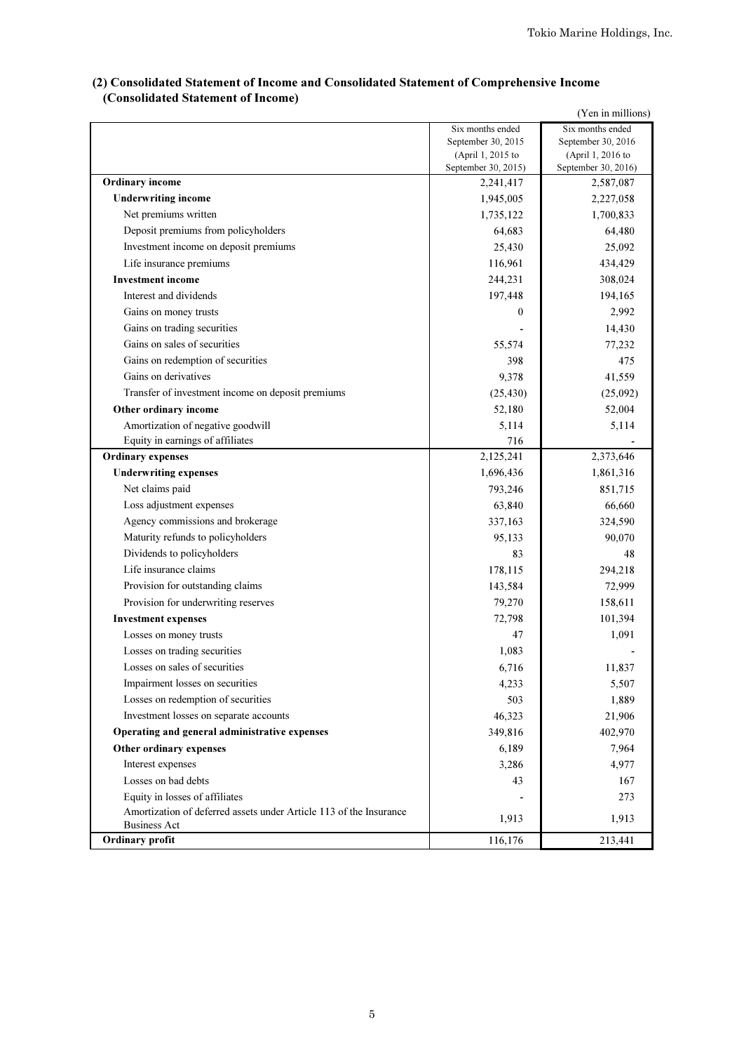### (2) Consolidated Statement of Income and Consolidated Statement of Comprehensive Income (Consolidated Statement of Income)

(Yen in millions)

| | Six months ended September 30, 2015 (April 1, 2015 to September 30, 2015) | Six months ended September 30, 2016 (April 1, 2016 to September 30, 2016) |
|---|---|---|
| **Ordinary income** | 2,241,417 | 2,587,087 |
| **Underwriting income** | 1,945,005 | 2,227,058 |
| Net premiums written | 1,735,122 | 1,700,833 |
| Deposit premiums from policyholders | 64,683 | 64,480 |
| Investment income on deposit premiums | 25,430 | 25,092 |
| Life insurance premiums | 116,961 | 434,429 |
| **Investment income** | 244,231 | 308,024 |
| Interest and dividends | 197,448 | 194,165 |
| Gains on money trusts | 0 | 2,992 |
| Gains on trading securities | - | 14,430 |
| Gains on sales of securities | 55,574 | 77,232 |
| Gains on redemption of securities | 398 | 475 |
| Gains on derivatives | 9,378 | 41,559 |
| Transfer of investment income on deposit premiums | (25,430) | (25,092) |
| **Other ordinary income** | 52,180 | 52,004 |
| Amortization of negative goodwill | 5,114 | 5,114 |
| Equity in earnings of affiliates | 716 | - |
| **Ordinary expenses** | 2,125,241 | 2,373,646 |
| **Underwriting expenses** | 1,696,436 | 1,861,316 |
| Net claims paid | 793,246 | 851,715 |
| Loss adjustment expenses | 63,840 | 66,660 |
| Agency commissions and brokerage | 337,163 | 324,590 |
| Maturity refunds to policyholders | 95,133 | 90,070 |
| Dividends to policyholders | 83 | 48 |
| Life insurance claims | 178,115 | 294,218 |
| Provision for outstanding claims | 143,584 | 72,999 |
| Provision for underwriting reserves | 79,270 | 158,611 |
| **Investment expenses** | 72,798 | 101,394 |
| Losses on money trusts | 47 | 1,091 |
| Losses on trading securities | 1,083 | - |
| Losses on sales of securities | 6,716 | 11,837 |
| Impairment losses on securities | 4,233 | 5,507 |
| Losses on redemption of securities | 503 | 1,889 |
| Investment losses on separate accounts | 46,323 | 21,906 |
| **Operating and general administrative expenses** | 349,816 | 402,970 |
| **Other ordinary expenses** | 6,189 | 7,964 |
| Interest expenses | 3,286 | 4,977 |
| Losses on bad debts | 43 | 167 |
| Equity in losses of affiliates | - | 273 |
| Amortization of deferred assets under Article 113 of the Insurance Business Act | 1,913 | 1,913 |
| **Ordinary profit** | 116,176 | 213,441 |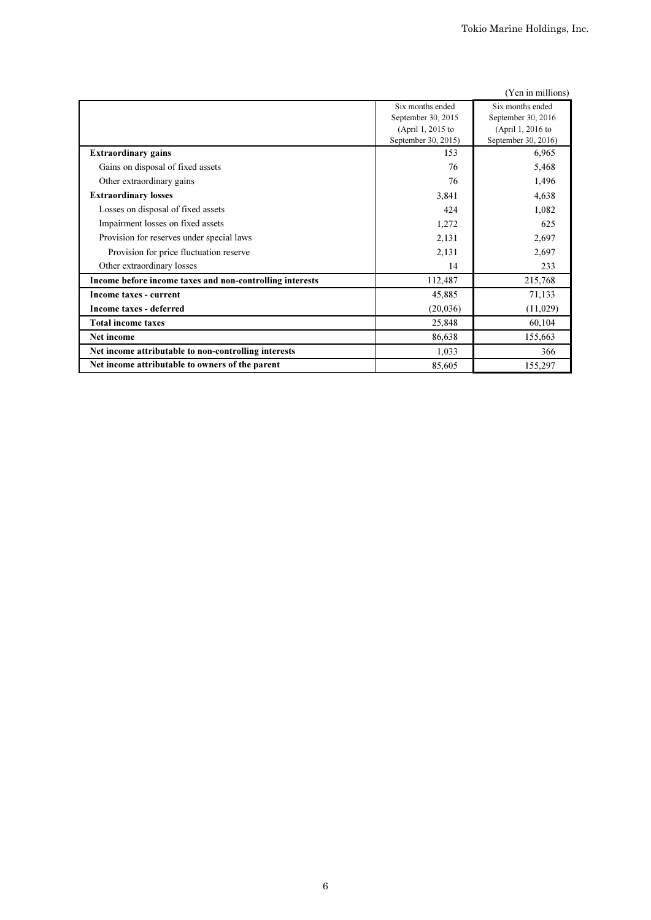(Yen in millions)

| | Six months ended September 30, 2015 (April 1, 2015 to September 30, 2015) | Six months ended September 30, 2016 (April 1, 2016 to September 30, 2016) |
|---|---|---|
| **Extraordinary gains** | 153 | 6,965 |
| Gains on disposal of fixed assets | 76 | 5,468 |
| Other extraordinary gains | 76 | 1,496 |
| **Extraordinary losses** | 3,841 | 4,638 |
| Losses on disposal of fixed assets | 424 | 1,082 |
| Impairment losses on fixed assets | 1,272 | 625 |
| Provision for reserves under special laws | 2,131 | 2,697 |
| Provision for price fluctuation reserve | 2,131 | 2,697 |
| Other extraordinary losses | 14 | 233 |
| **Income before income taxes and non-controlling interests** | 112,487 | 215,768 |
| **Income taxes - current** | 45,885 | 71,133 |
| **Income taxes - deferred** | (20,036) | (11,029) |
| **Total income taxes** | 25,848 | 60,104 |
| **Net income** | 86,638 | 155,663 |
| **Net income attributable to non-controlling interests** | 1,033 | 366 |
| **Net income attributable to owners of the parent** | 85,605 | 155,297 |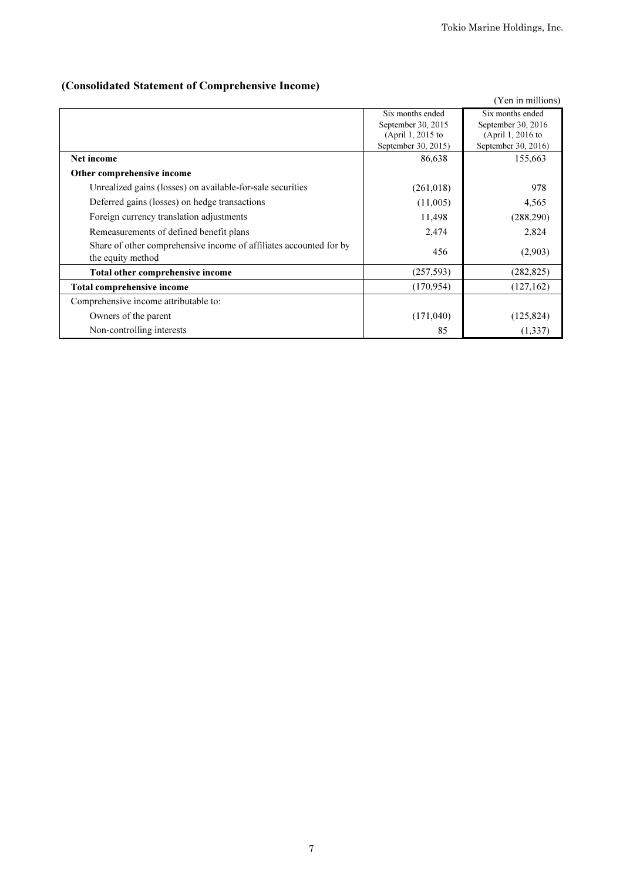## (Consolidated Statement of Comprehensive Income)

(Yen in millions)

| | Six months ended September 30, 2015 (April 1, 2015 to September 30, 2015) | Six months ended September 30, 2016 (April 1, 2016 to September 30, 2016) |
|---|---|---|
| **Net income** | 86,638 | 155,663 |
| **Other comprehensive income** | | |
| Unrealized gains (losses) on available-for-sale securities | (261,018) | 978 |
| Deferred gains (losses) on hedge transactions | (11,005) | 4,565 |
| Foreign currency translation adjustments | 11,498 | (288,290) |
| Remeasurements of defined benefit plans | 2,474 | 2,824 |
| Share of other comprehensive income of affiliates accounted for by the equity method | 456 | (2,903) |
| **Total other comprehensive income** | (257,593) | (282,825) |
| **Total comprehensive income** | (170,954) | (127,162) |
| Comprehensive income attributable to: | | |
| Owners of the parent | (171,040) | (125,824) |
| Non-controlling interests | 85 | (1,337) |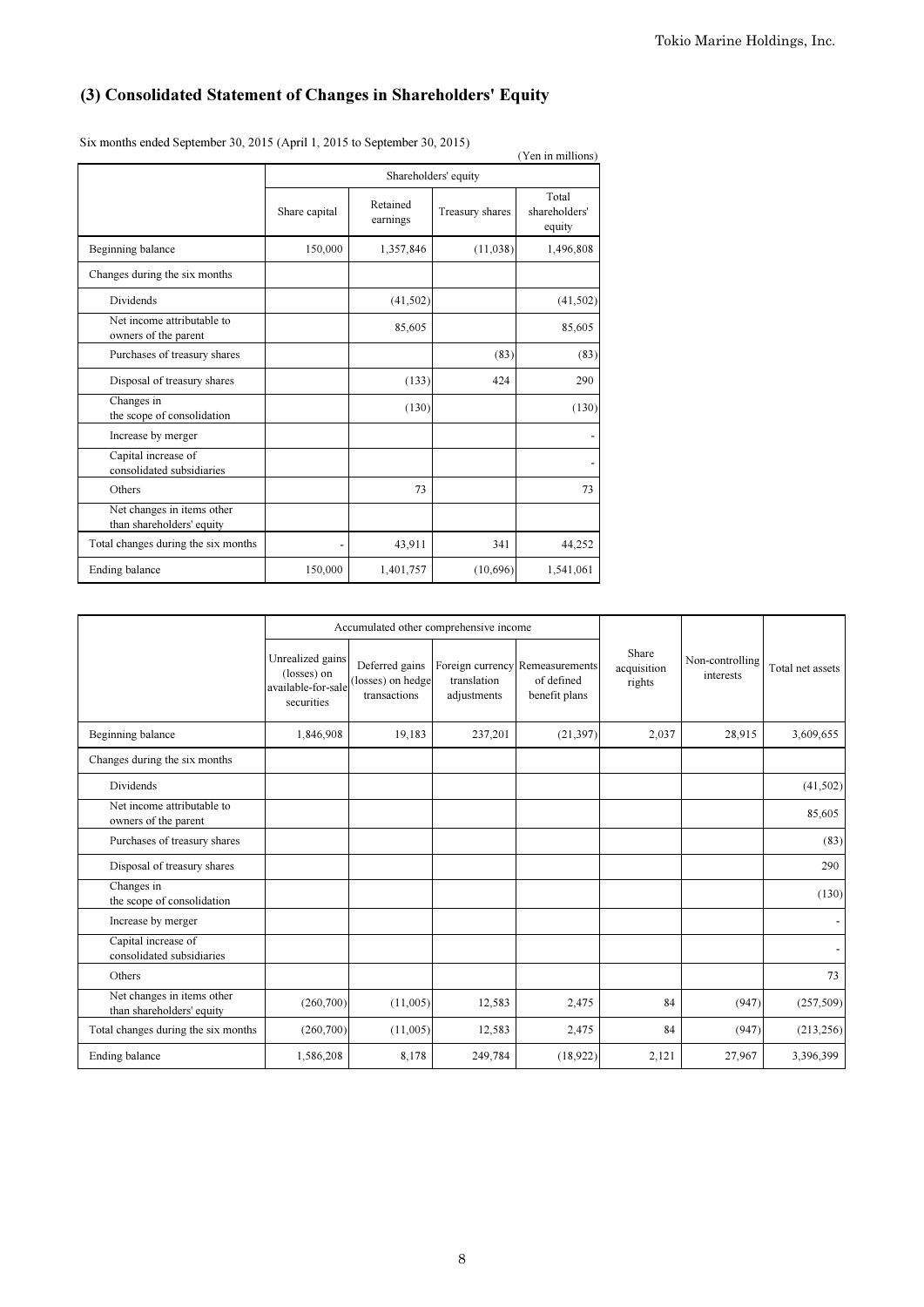## (3) Consolidated Statement of Changes in Shareholders' Equity

Six months ended September 30, 2015 (April 1, 2015 to September 30, 2015)

(Yen in millions)

| | Shareholders' equity | | | |
|---|---|---|---|---|
| | Share capital | Retained earnings | Treasury shares | Total shareholders' equity |
| Beginning balance | 150,000 | 1,357,846 | (11,038) | 1,496,808 |
| Changes during the six months | | | | |
| Dividends | | (41,502) | | (41,502) |
| Net income attributable to owners of the parent | | 85,605 | | 85,605 |
| Purchases of treasury shares | | | (83) | (83) |
| Disposal of treasury shares | | (133) | 424 | 290 |
| Changes in the scope of consolidation | | (130) | | (130) |
| Increase by merger | | | | - |
| Capital increase of consolidated subsidiaries | | | | - |
| Others | | 73 | | 73 |
| Net changes in items other than shareholders' equity | | | | |
| Total changes during the six months | - | 43,911 | 341 | 44,252 |
| Ending balance | 150,000 | 1,401,757 | (10,696) | 1,541,061 |

| | Accumulated other comprehensive income | | | | Share acquisition rights | Non-controlling interests | Total net assets |
|---|---|---|---|---|---|---|---|
| | Unrealized gains (losses) on available-for-sale securities | Deferred gains (losses) on hedge transactions | Foreign currency translation adjustments | Remeasurements of defined benefit plans | | | |
| Beginning balance | 1,846,908 | 19,183 | 237,201 | (21,397) | 2,037 | 28,915 | 3,609,655 |
| Changes during the six months | | | | | | | |
| Dividends | | | | | | | (41,502) |
| Net income attributable to owners of the parent | | | | | | | 85,605 |
| Purchases of treasury shares | | | | | | | (83) |
| Disposal of treasury shares | | | | | | | 290 |
| Changes in the scope of consolidation | | | | | | | (130) |
| Increase by merger | | | | | | | - |
| Capital increase of consolidated subsidiaries | | | | | | | - |
| Others | | | | | | | 73 |
| Net changes in items other than shareholders' equity | (260,700) | (11,005) | 12,583 | 2,475 | 84 | (947) | (257,509) |
| Total changes during the six months | (260,700) | (11,005) | 12,583 | 2,475 | 84 | (947) | (213,256) |
| Ending balance | 1,586,208 | 8,178 | 249,784 | (18,922) | 2,121 | 27,967 | 3,396,399 |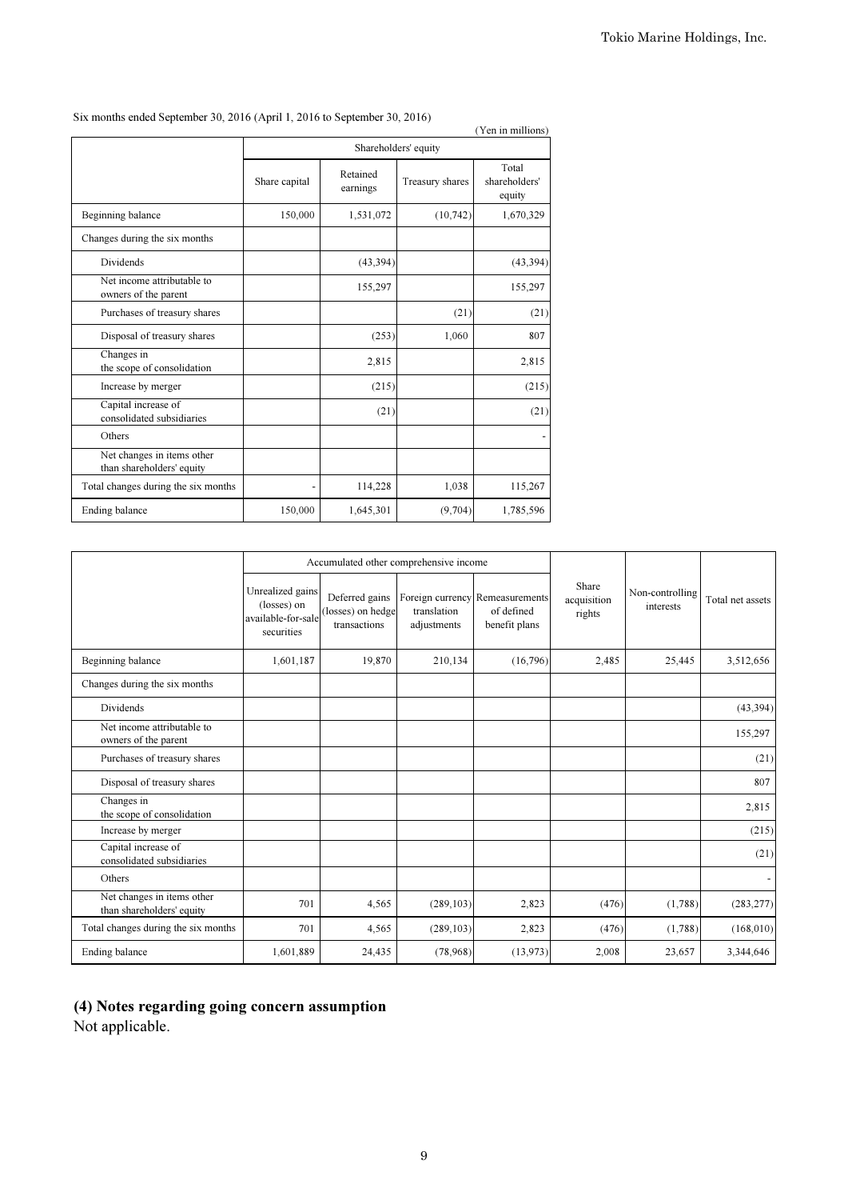Six months ended September 30, 2016 (April 1, 2016 to September 30, 2016)

(Yen in millions)

| | Shareholders' equity | | | |
|---|---|---|---|---|
| | Share capital | Retained earnings | Treasury shares | Total shareholders' equity |
| Beginning balance | 150,000 | 1,531,072 | (10,742) | 1,670,329 |
| Changes during the six months | | | | |
| Dividends | | (43,394) | | (43,394) |
| Net income attributable to owners of the parent | | 155,297 | | 155,297 |
| Purchases of treasury shares | | | (21) | (21) |
| Disposal of treasury shares | | (253) | 1,060 | 807 |
| Changes in the scope of consolidation | | 2,815 | | 2,815 |
| Increase by merger | | (215) | | (215) |
| Capital increase of consolidated subsidiaries | | (21) | | (21) |
| Others | | | | - |
| Net changes in items other than shareholders' equity | | | | |
| Total changes during the six months | - | 114,228 | 1,038 | 115,267 |
| Ending balance | 150,000 | 1,645,301 | (9,704) | 1,785,596 |

| | Accumulated other comprehensive income | | | | Share acquisition rights | Non-controlling interests | Total net assets |
|---|---|---|---|---|---|---|---|
| | Unrealized gains (losses) on available-for-sale securities | Deferred gains (losses) on hedge transactions | Foreign currency translation adjustments | Remeasurements of defined benefit plans | | | |
| Beginning balance | 1,601,187 | 19,870 | 210,134 | (16,796) | 2,485 | 25,445 | 3,512,656 |
| Changes during the six months | | | | | | | |
| Dividends | | | | | | | (43,394) |
| Net income attributable to owners of the parent | | | | | | | 155,297 |
| Purchases of treasury shares | | | | | | | (21) |
| Disposal of treasury shares | | | | | | | 807 |
| Changes in the scope of consolidation | | | | | | | 2,815 |
| Increase by merger | | | | | | | (215) |
| Capital increase of consolidated subsidiaries | | | | | | | (21) |
| Others | | | | | | | - |
| Net changes in items other than shareholders' equity | 701 | 4,565 | (289,103) | 2,823 | (476) | (1,788) | (283,277) |
| Total changes during the six months | 701 | 4,565 | (289,103) | 2,823 | (476) | (1,788) | (168,010) |
| Ending balance | 1,601,889 | 24,435 | (78,968) | (13,973) | 2,008 | 23,657 | 3,344,646 |

## (4) Notes regarding going concern assumption

Not applicable.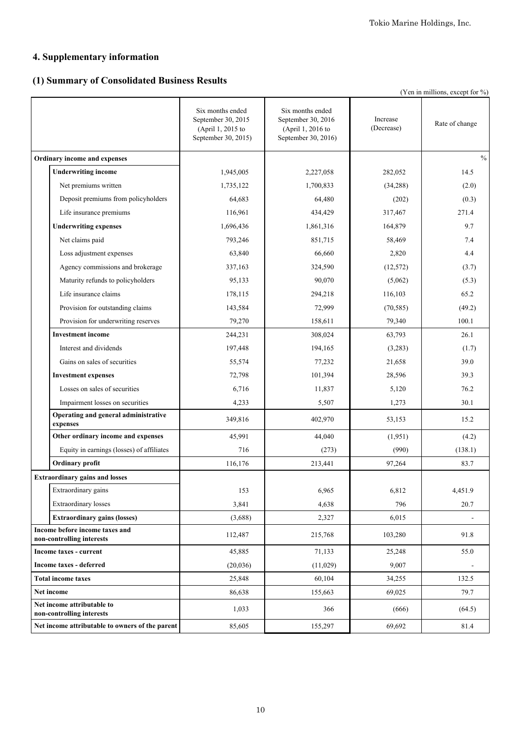## 4. Supplementary information

### (1) Summary of Consolidated Business Results

(Yen in millions, except for %)

| | Six months ended September 30, 2015 (April 1, 2015 to September 30, 2015) | Six months ended September 30, 2016 (April 1, 2016 to September 30, 2016) | Increase (Decrease) | Rate of change |
|---|---|---|---|---|
| **Ordinary income and expenses** | | | | % |
| **Underwriting income** | 1,945,005 | 2,227,058 | 282,052 | 14.5 |
| Net premiums written | 1,735,122 | 1,700,833 | (34,288) | (2.0) |
| Deposit premiums from policyholders | 64,683 | 64,480 | (202) | (0.3) |
| Life insurance premiums | 116,961 | 434,429 | 317,467 | 271.4 |
| **Underwriting expenses** | 1,696,436 | 1,861,316 | 164,879 | 9.7 |
| Net claims paid | 793,246 | 851,715 | 58,469 | 7.4 |
| Loss adjustment expenses | 63,840 | 66,660 | 2,820 | 4.4 |
| Agency commissions and brokerage | 337,163 | 324,590 | (12,572) | (3.7) |
| Maturity refunds to policyholders | 95,133 | 90,070 | (5,062) | (5.3) |
| Life insurance claims | 178,115 | 294,218 | 116,103 | 65.2 |
| Provision for outstanding claims | 143,584 | 72,999 | (70,585) | (49.2) |
| Provision for underwriting reserves | 79,270 | 158,611 | 79,340 | 100.1 |
| **Investment income** | 244,231 | 308,024 | 63,793 | 26.1 |
| Interest and dividends | 197,448 | 194,165 | (3,283) | (1.7) |
| Gains on sales of securities | 55,574 | 77,232 | 21,658 | 39.0 |
| **Investment expenses** | 72,798 | 101,394 | 28,596 | 39.3 |
| Losses on sales of securities | 6,716 | 11,837 | 5,120 | 76.2 |
| Impairment losses on securities | 4,233 | 5,507 | 1,273 | 30.1 |
| **Operating and general administrative expenses** | 349,816 | 402,970 | 53,153 | 15.2 |
| **Other ordinary income and expenses** | 45,991 | 44,040 | (1,951) | (4.2) |
| Equity in earnings (losses) of affiliates | 716 | (273) | (990) | (138.1) |
| **Ordinary profit** | 116,176 | 213,441 | 97,264 | 83.7 |
| **Extraordinary gains and losses** | | | | |
| Extraordinary gains | 153 | 6,965 | 6,812 | 4,451.9 |
| Extraordinary losses | 3,841 | 4,638 | 796 | 20.7 |
| **Extraordinary gains (losses)** | (3,688) | 2,327 | 6,015 | - |
| **Income before income taxes and non-controlling interests** | 112,487 | 215,768 | 103,280 | 91.8 |
| **Income taxes - current** | 45,885 | 71,133 | 25,248 | 55.0 |
| **Income taxes - deferred** | (20,036) | (11,029) | 9,007 | - |
| **Total income taxes** | 25,848 | 60,104 | 34,255 | 132.5 |
| **Net income** | 86,638 | 155,663 | 69,025 | 79.7 |
| **Net income attributable to non-controlling interests** | 1,033 | 366 | (666) | (64.5) |
| **Net income attributable to owners of the parent** | 85,605 | 155,297 | 69,692 | 81.4 |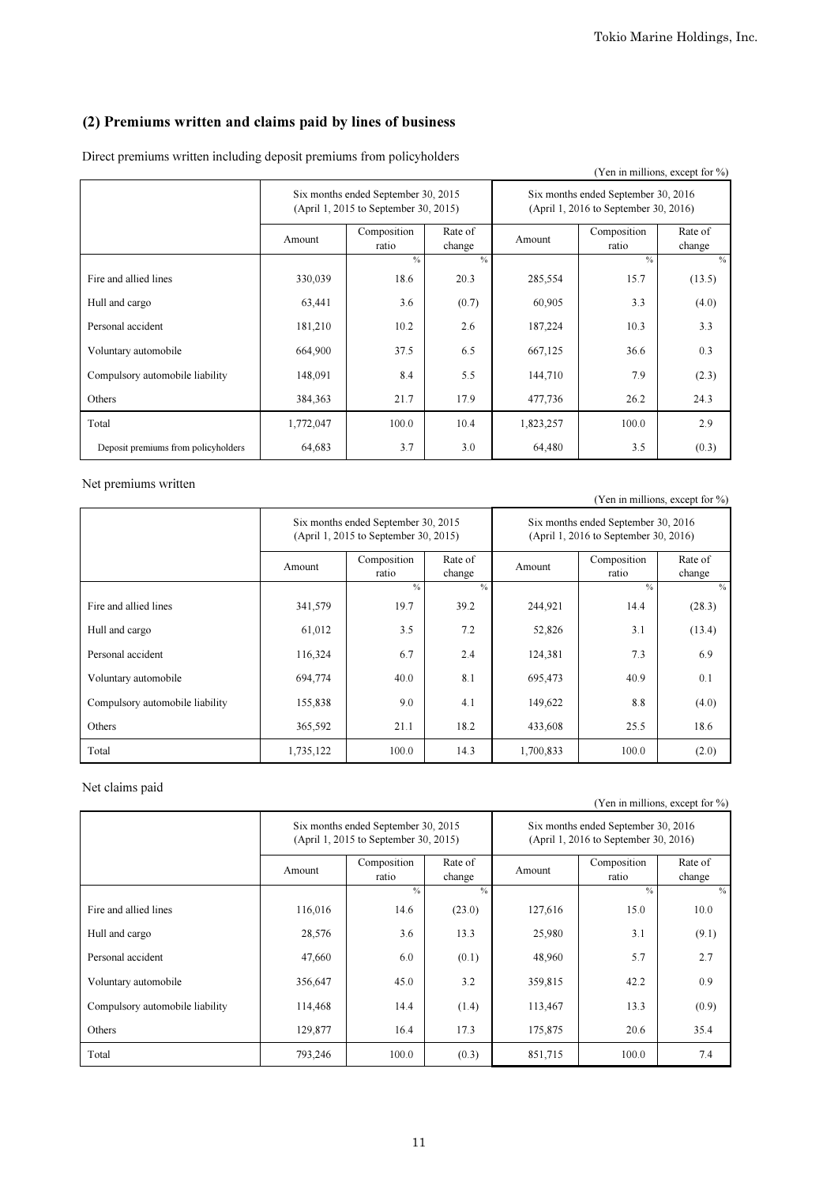## (2) Premiums written and claims paid by lines of business

Direct premiums written including deposit premiums from policyholders

(Yen in millions, except for %)

| | Six months ended September 30, 2015 (April 1, 2015 to September 30, 2015) | | | Six months ended September 30, 2016 (April 1, 2016 to September 30, 2016) | | |
|---|---|---|---|---|---|---|
| | Amount | Composition ratio | Rate of change | Amount | Composition ratio | Rate of change |
| | | % | % | | % | % |
| Fire and allied lines | 330,039 | 18.6 | 20.3 | 285,554 | 15.7 | (13.5) |
| Hull and cargo | 63,441 | 3.6 | (0.7) | 60,905 | 3.3 | (4.0) |
| Personal accident | 181,210 | 10.2 | 2.6 | 187,224 | 10.3 | 3.3 |
| Voluntary automobile | 664,900 | 37.5 | 6.5 | 667,125 | 36.6 | 0.3 |
| Compulsory automobile liability | 148,091 | 8.4 | 5.5 | 144,710 | 7.9 | (2.3) |
| Others | 384,363 | 21.7 | 17.9 | 477,736 | 26.2 | 24.3 |
| Total | 1,772,047 | 100.0 | 10.4 | 1,823,257 | 100.0 | 2.9 |
| Deposit premiums from policyholders | 64,683 | 3.7 | 3.0 | 64,480 | 3.5 | (0.3) |

Net premiums written

(Yen in millions, except for %)

| | Six months ended September 30, 2015 (April 1, 2015 to September 30, 2015) | | | Six months ended September 30, 2016 (April 1, 2016 to September 30, 2016) | | |
|---|---|---|---|---|---|---|
| | Amount | Composition ratio | Rate of change | Amount | Composition ratio | Rate of change |
| | | % | % | | % | % |
| Fire and allied lines | 341,579 | 19.7 | 39.2 | 244,921 | 14.4 | (28.3) |
| Hull and cargo | 61,012 | 3.5 | 7.2 | 52,826 | 3.1 | (13.4) |
| Personal accident | 116,324 | 6.7 | 2.4 | 124,381 | 7.3 | 6.9 |
| Voluntary automobile | 694,774 | 40.0 | 8.1 | 695,473 | 40.9 | 0.1 |
| Compulsory automobile liability | 155,838 | 9.0 | 4.1 | 149,622 | 8.8 | (4.0) |
| Others | 365,592 | 21.1 | 18.2 | 433,608 | 25.5 | 18.6 |
| Total | 1,735,122 | 100.0 | 14.3 | 1,700,833 | 100.0 | (2.0) |

Net claims paid

(Yen in millions, except for %)

| | Six months ended September 30, 2015 (April 1, 2015 to September 30, 2015) | | | Six months ended September 30, 2016 (April 1, 2016 to September 30, 2016) | | |
|---|---|---|---|---|---|---|
| | Amount | Composition ratio | Rate of change | Amount | Composition ratio | Rate of change |
| | | % | % | | % | % |
| Fire and allied lines | 116,016 | 14.6 | (23.0) | 127,616 | 15.0 | 10.0 |
| Hull and cargo | 28,576 | 3.6 | 13.3 | 25,980 | 3.1 | (9.1) |
| Personal accident | 47,660 | 6.0 | (0.1) | 48,960 | 5.7 | 2.7 |
| Voluntary automobile | 356,647 | 45.0 | 3.2 | 359,815 | 42.2 | 0.9 |
| Compulsory automobile liability | 114,468 | 14.4 | (1.4) | 113,467 | 13.3 | (0.9) |
| Others | 129,877 | 16.4 | 17.3 | 175,875 | 20.6 | 35.4 |
| Total | 793,246 | 100.0 | (0.3) | 851,715 | 100.0 | 7.4 |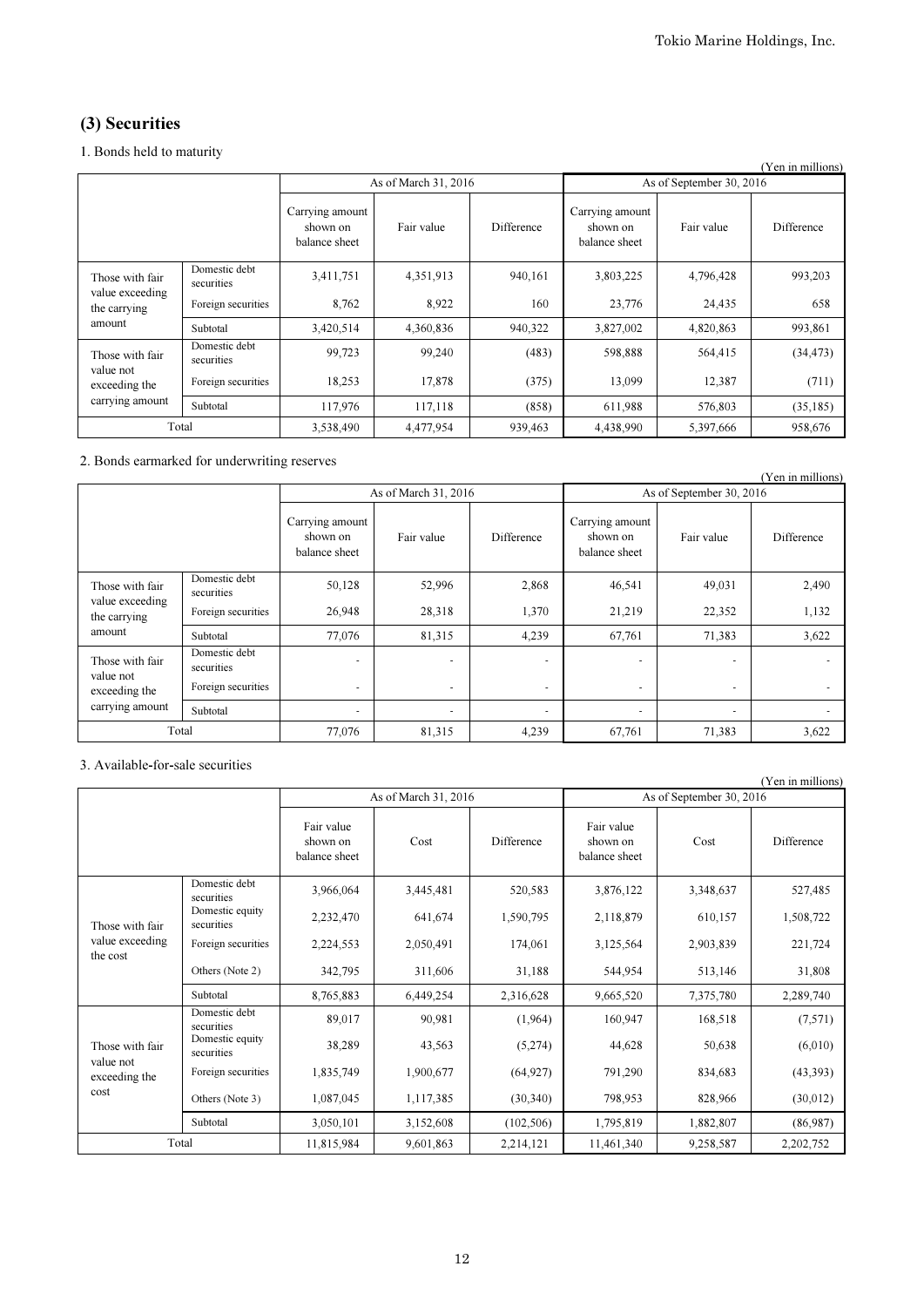## (3) Securities

1. Bonds held to maturity

(Yen in millions)

| | | As of March 31, 2016 | | | As of September 30, 2016 | | |
|---|---|---|---|---|---|---|---|
| | | Carrying amount shown on balance sheet | Fair value | Difference | Carrying amount shown on balance sheet | Fair value | Difference |
| Those with fair value exceeding the carrying amount | Domestic debt securities | 3,411,751 | 4,351,913 | 940,161 | 3,803,225 | 4,796,428 | 993,203 |
| | Foreign securities | 8,762 | 8,922 | 160 | 23,776 | 24,435 | 658 |
| | Subtotal | 3,420,514 | 4,360,836 | 940,322 | 3,827,002 | 4,820,863 | 993,861 |
| Those with fair value not exceeding the carrying amount | Domestic debt securities | 99,723 | 99,240 | (483) | 598,888 | 564,415 | (34,473) |
| | Foreign securities | 18,253 | 17,878 | (375) | 13,099 | 12,387 | (711) |
| | Subtotal | 117,976 | 117,118 | (858) | 611,988 | 576,803 | (35,185) |
| Total | | 3,538,490 | 4,477,954 | 939,463 | 4,438,990 | 5,397,666 | 958,676 |

2. Bonds earmarked for underwriting reserves

(Yen in millions)

| | | As of March 31, 2016 | | | As of September 30, 2016 | | |
|---|---|---|---|---|---|---|---|
| | | Carrying amount shown on balance sheet | Fair value | Difference | Carrying amount shown on balance sheet | Fair value | Difference |
| Those with fair value exceeding the carrying amount | Domestic debt securities | 50,128 | 52,996 | 2,868 | 46,541 | 49,031 | 2,490 |
| | Foreign securities | 26,948 | 28,318 | 1,370 | 21,219 | 22,352 | 1,132 |
| | Subtotal | 77,076 | 81,315 | 4,239 | 67,761 | 71,383 | 3,622 |
| Those with fair value not exceeding the carrying amount | Domestic debt securities | - | - | - | - | - | - |
| | Foreign securities | - | - | - | - | - | - |
| | Subtotal | - | - | - | - | - | - |
| Total | | 77,076 | 81,315 | 4,239 | 67,761 | 71,383 | 3,622 |

3. Available-for-sale securities

(Yen in millions)

| | | As of March 31, 2016 | | | As of September 30, 2016 | | |
|---|---|---|---|---|---|---|---|
| | | Fair value shown on balance sheet | Cost | Difference | Fair value shown on balance sheet | Cost | Difference |
| Those with fair value exceeding the cost | Domestic debt securities | 3,966,064 | 3,445,481 | 520,583 | 3,876,122 | 3,348,637 | 527,485 |
| | Domestic equity securities | 2,232,470 | 641,674 | 1,590,795 | 2,118,879 | 610,157 | 1,508,722 |
| | Foreign securities | 2,224,553 | 2,050,491 | 174,061 | 3,125,564 | 2,903,839 | 221,724 |
| | Others (Note 2) | 342,795 | 311,606 | 31,188 | 544,954 | 513,146 | 31,808 |
| | Subtotal | 8,765,883 | 6,449,254 | 2,316,628 | 9,665,520 | 7,375,780 | 2,289,740 |
| Those with fair value not exceeding the cost | Domestic debt securities | 89,017 | 90,981 | (1,964) | 160,947 | 168,518 | (7,571) |
| | Domestic equity securities | 38,289 | 43,563 | (5,274) | 44,628 | 50,638 | (6,010) |
| | Foreign securities | 1,835,749 | 1,900,677 | (64,927) | 791,290 | 834,683 | (43,393) |
| | Others (Note 3) | 1,087,045 | 1,117,385 | (30,340) | 798,953 | 828,966 | (30,012) |
| | Subtotal | 3,050,101 | 3,152,608 | (102,506) | 1,795,819 | 1,882,807 | (86,987) |
| Total | | 11,815,984 | 9,601,863 | 2,214,121 | 11,461,340 | 9,258,587 | 2,202,752 |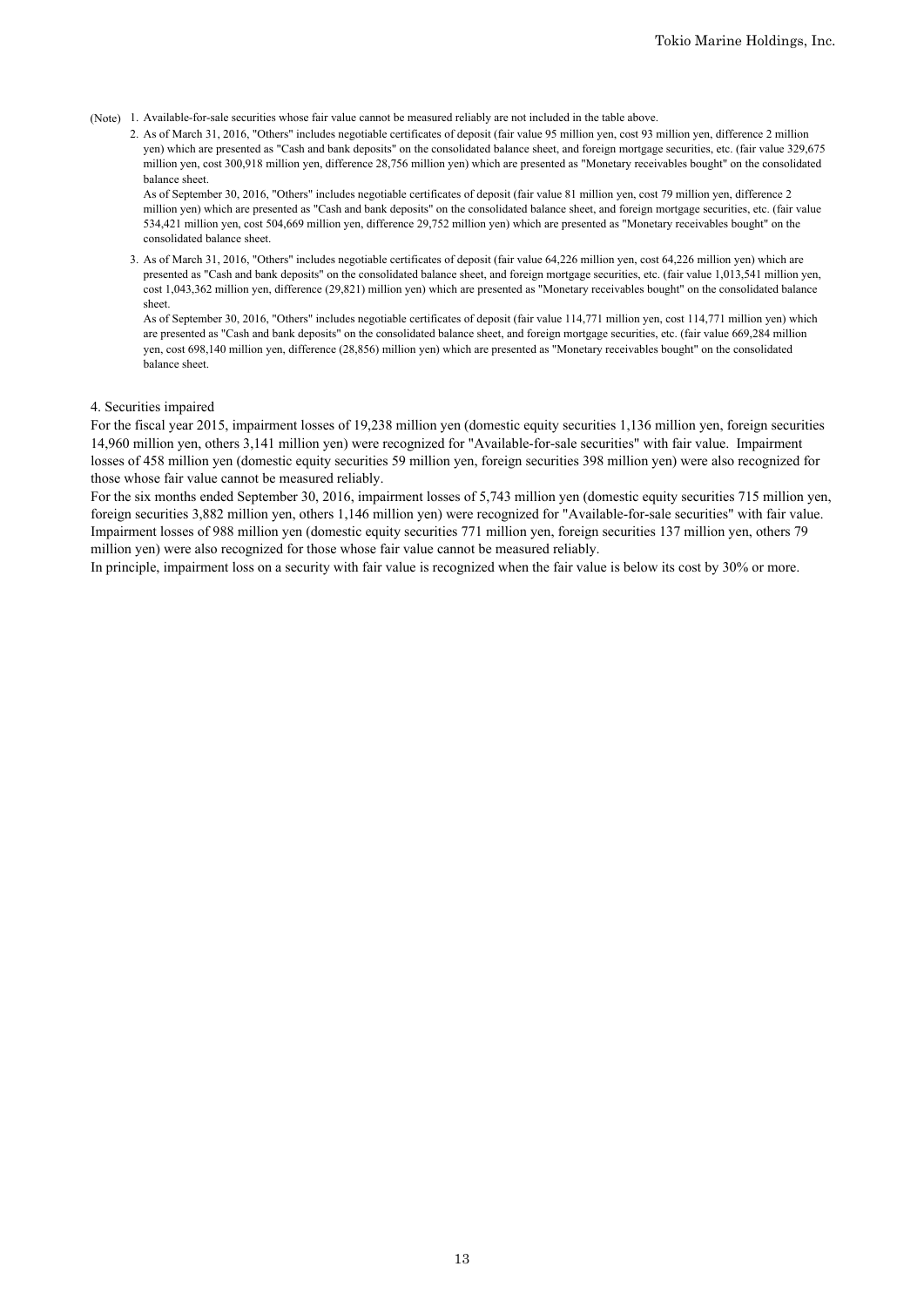(Note) 1. Available-for-sale securities whose fair value cannot be measured reliably are not included in the table above.

2. As of March 31, 2016, "Others" includes negotiable certificates of deposit (fair value 95 million yen, cost 93 million yen, difference 2 million yen) which are presented as "Cash and bank deposits" on the consolidated balance sheet, and foreign mortgage securities, etc. (fair value 329,675 million yen, cost 300,918 million yen, difference 28,756 million yen) which are presented as "Monetary receivables bought" on the consolidated balance sheet.

   As of September 30, 2016, "Others" includes negotiable certificates of deposit (fair value 81 million yen, cost 79 million yen, difference 2 million yen) which are presented as "Cash and bank deposits" on the consolidated balance sheet, and foreign mortgage securities, etc. (fair value 534,421 million yen, cost 504,669 million yen, difference 29,752 million yen) which are presented as "Monetary receivables bought" on the consolidated balance sheet.

3. As of March 31, 2016, "Others" includes negotiable certificates of deposit (fair value 64,226 million yen, cost 64,226 million yen) which are presented as "Cash and bank deposits" on the consolidated balance sheet, and foreign mortgage securities, etc. (fair value 1,013,541 million yen, cost 1,043,362 million yen, difference (29,821) million yen) which are presented as "Monetary receivables bought" on the consolidated balance sheet.

   As of September 30, 2016, "Others" includes negotiable certificates of deposit (fair value 114,771 million yen, cost 114,771 million yen) which are presented as "Cash and bank deposits" on the consolidated balance sheet, and foreign mortgage securities, etc. (fair value 669,284 million yen, cost 698,140 million yen, difference (28,856) million yen) which are presented as "Monetary receivables bought" on the consolidated balance sheet.

4. Securities impaired

For the fiscal year 2015, impairment losses of 19,238 million yen (domestic equity securities 1,136 million yen, foreign securities 14,960 million yen, others 3,141 million yen) were recognized for "Available-for-sale securities" with fair value. Impairment losses of 458 million yen (domestic equity securities 59 million yen, foreign securities 398 million yen) were also recognized for those whose fair value cannot be measured reliably.

For the six months ended September 30, 2016, impairment losses of 5,743 million yen (domestic equity securities 715 million yen, foreign securities 3,882 million yen, others 1,146 million yen) were recognized for "Available-for-sale securities" with fair value. Impairment losses of 988 million yen (domestic equity securities 771 million yen, foreign securities 137 million yen, others 79 million yen) were also recognized for those whose fair value cannot be measured reliably.

In principle, impairment loss on a security with fair value is recognized when the fair value is below its cost by 30% or more.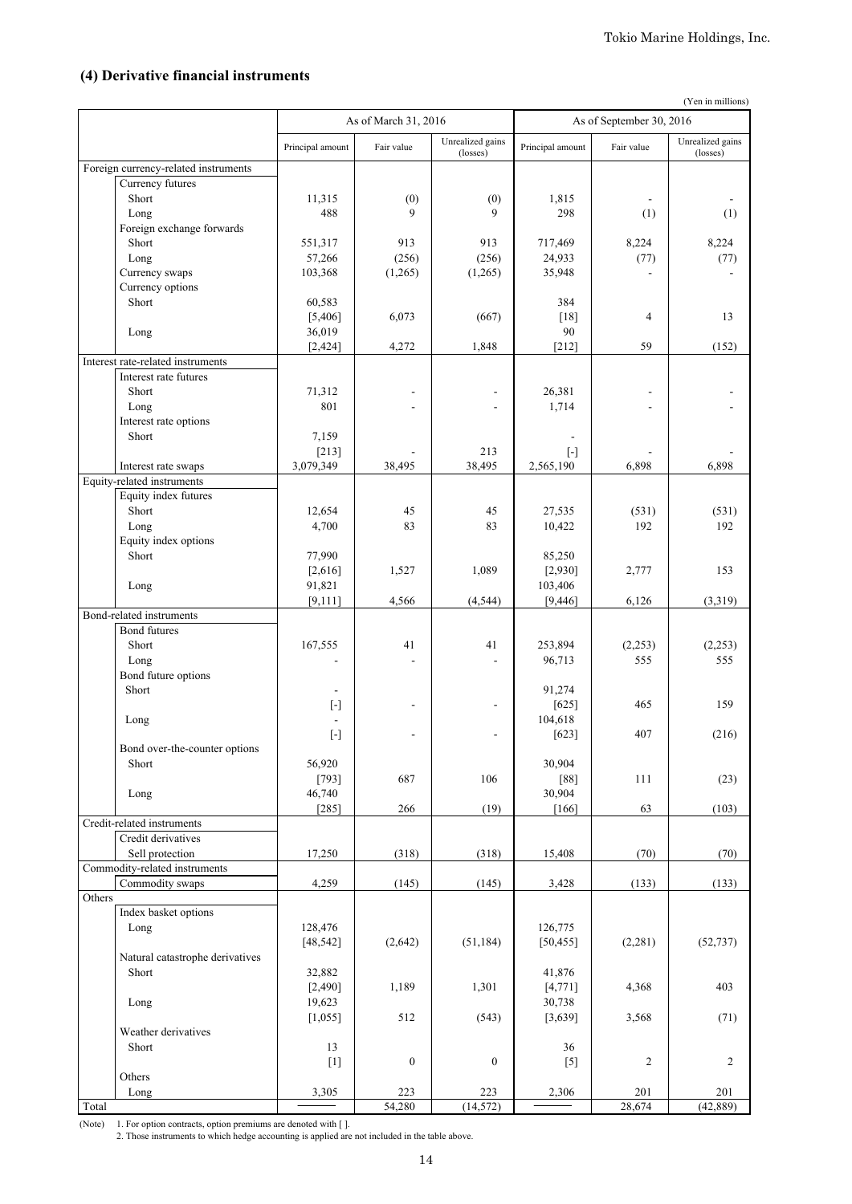## (4) Derivative financial instruments

(Yen in millions)

| | As of March 31, 2016 | | | As of September 30, 2016 | | |
|---|---|---|---|---|---|---|
| | Principal amount | Fair value | Unrealized gains (losses) | Principal amount | Fair value | Unrealized gains (losses) |
| **Foreign currency-related instruments** | | | | | | |
| Currency futures | | | | | | |
| Short | 11,315 | (0) | (0) | 1,815 | - | - |
| Long | 488 | 9 | 9 | 298 | (1) | (1) |
| Foreign exchange forwards | | | | | | |
| Short | 551,317 | 913 | 913 | 717,469 | 8,224 | 8,224 |
| Long | 57,266 | (256) | (256) | 24,933 | (77) | (77) |
| Currency swaps | 103,368 | (1,265) | (1,265) | 35,948 | - | - |
| Currency options | | | | | | |
| Short | 60,583 [5,406] | 6,073 | (667) | 384 [18] | 4 | 13 |
| Long | 36,019 [2,424] | 4,272 | 1,848 | 90 [212] | 59 | (152) |
| **Interest rate-related instruments** | | | | | | |
| Interest rate futures | | | | | | |
| Short | 71,312 | - | - | 26,381 | - | - |
| Long | 801 | - | - | 1,714 | - | - |
| Interest rate options | | | | | | |
| Short | 7,159 [213] | - | 213 | - [-] | - | - |
| Interest rate swaps | 3,079,349 | 38,495 | 38,495 | 2,565,190 | 6,898 | 6,898 |
| **Equity-related instruments** | | | | | | |
| Equity index futures | | | | | | |
| Short | 12,654 | 45 | 45 | 27,535 | (531) | (531) |
| Long | 4,700 | 83 | 83 | 10,422 | 192 | 192 |
| Equity index options | | | | | | |
| Short | 77,990 [2,616] | 1,527 | 1,089 | 85,250 [2,930] | 2,777 | 153 |
| Long | 91,821 [9,111] | 4,566 | (4,544) | 103,406 [9,446] | 6,126 | (3,319) |
| **Bond-related instruments** | | | | | | |
| Bond futures | | | | | | |
| Short | 167,555 | 41 | 41 | 253,894 | (2,253) | (2,253) |
| Long | - | - | - | 96,713 | 555 | 555 |
| Bond future options | | | | | | |
| Short | - [-] | - | - | 91,274 [625] | 465 | 159 |
| Long | - [-] | - | - | 104,618 [623] | 407 | (216) |
| Bond over-the-counter options | | | | | | |
| Short | 56,920 [793] | 687 | 106 | 30,904 [88] | 111 | (23) |
| Long | 46,740 [285] | 266 | (19) | 30,904 [166] | 63 | (103) |
| **Credit-related instruments** | | | | | | |
| Credit derivatives | | | | | | |
| Sell protection | 17,250 | (318) | (318) | 15,408 | (70) | (70) |
| **Commodity-related instruments** | | | | | | |
| Commodity swaps | 4,259 | (145) | (145) | 3,428 | (133) | (133) |
| **Others** | | | | | | |
| Index basket options | | | | | | |
| Long | 128,476 [48,542] | (2,642) | (51,184) | 126,775 [50,455] | (2,281) | (52,737) |
| Natural catastrophe derivatives | | | | | | |
| Short | 32,882 [2,490] | 1,189 | 1,301 | 41,876 [4,771] | 4,368 | 403 |
| Long | 19,623 [1,055] | 512 | (543) | 30,738 [3,639] | 3,568 | (71) |
| Weather derivatives | | | | | | |
| Short | 13 [1] | 0 | 0 | 36 [5] | 2 | 2 |
| Others | | | | | | |
| Long | 3,305 | 223 | 223 | 2,306 | 201 | 201 |
| **Total** | | 54,280 | (14,572) | | 28,674 | (42,889) |

(Note) 1. For option contracts, option premiums are denoted with [ ].
2. Those instruments to which hedge accounting is applied are not included in the table above.